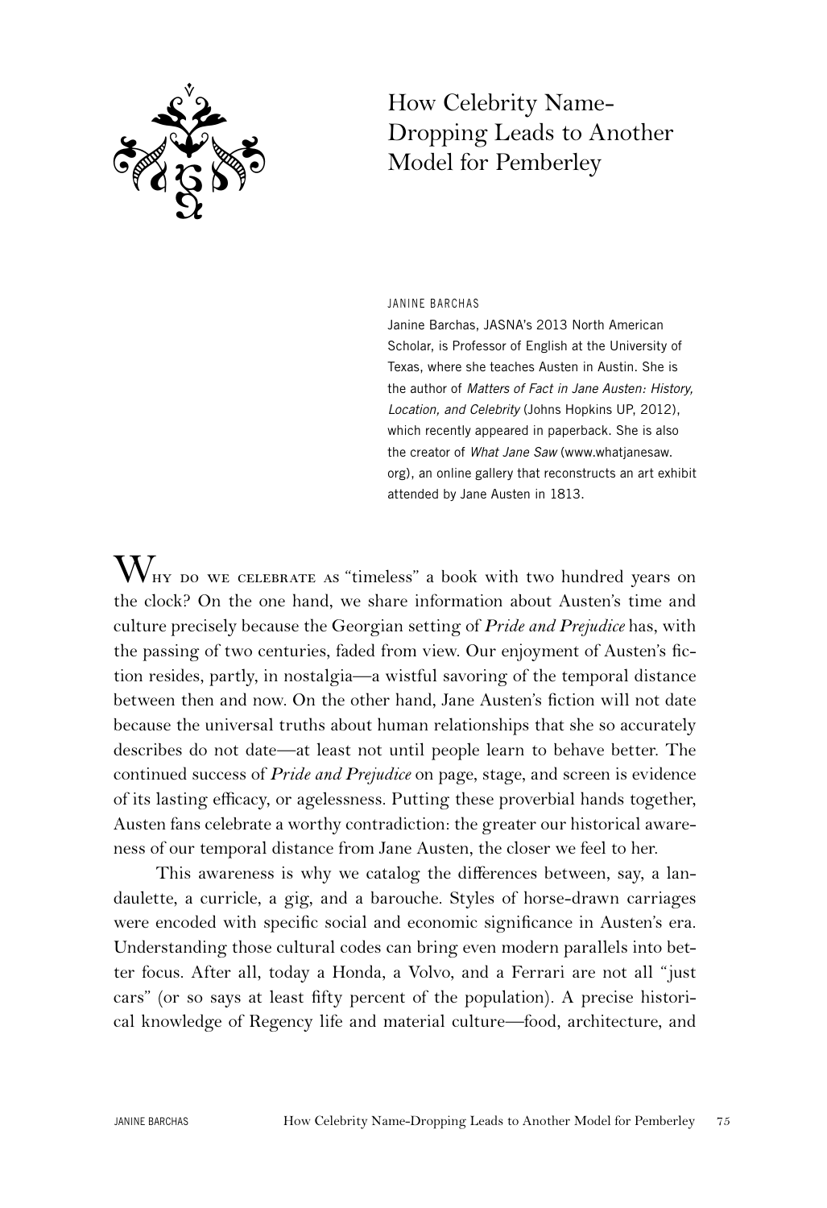# How Celebrity Name-Dropping Leads to Another Model for Pemberley

JANINE BARCHAS

Janine Barchas, JASNA's 2013 North American Scholar, is Professor of English at the University of Texas, where she teaches Austen in Austin. She is the author of *Matters of Fact in Jane Austen: History, Location, and Celebrity* (Johns Hopkins UP, 2012), which recently appeared in paperback. She is also the creator of *What Jane Saw* (www.whatjanesaw.org), an online gallery that reconstructs an art exhibit attended by Jane Austen in 1813.

Why do we celebrate as "timeless" a book with two hundred years on the clock? On the one hand, we share information about Austen's time and culture precisely because the Georgian setting of *Pride and Prejudice* has, with the passing of two centuries, faded from view. Our enjoyment of Austen's fiction resides, partly, in nostalgia—a wistful savoring of the temporal distance between then and now. On the other hand, Jane Austen's fiction will not date because the universal truths about human relationships that she so accurately describes do not date—at least not until people learn to behave better. The continued success of *Pride and Prejudice* on page, stage, and screen is evidence of its lasting efficacy, or agelessness. Putting these proverbial hands together, Austen fans celebrate a worthy contradiction: the greater our historical awareness of our temporal distance from Jane Austen, the closer we feel to her.

This awareness is why we catalog the differences between, say, a landaulette, a curricle, a gig, and a barouche. Styles of horse-drawn carriages were encoded with specific social and economic significance in Austen's era. Understanding those cultural codes can bring even modern parallels into better focus. After all, today a Honda, a Volvo, and a Ferrari are not all "just cars" (or so says at least fifty percent of the population). A precise historical knowledge of Regency life and material culture—food, architecture, and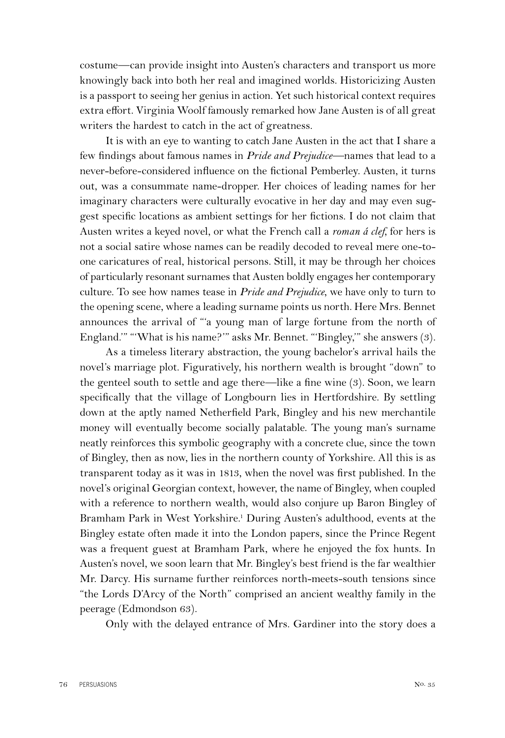costume—can provide insight into Austen's characters and transport us more knowingly back into both her real and imagined worlds. Historicizing Austen is a passport to seeing her genius in action. Yet such historical context requires extra effort. Virginia Woolf famously remarked how Jane Austen is of all great writers the hardest to catch in the act of greatness.

It is with an eye to wanting to catch Jane Austen in the act that I share a few findings about famous names in *Pride and Prejudice*—names that lead to a never-before-considered influence on the fictional Pemberley. Austen, it turns out, was a consummate name-dropper. Her choices of leading names for her imaginary characters were culturally evocative in her day and may even suggest specific locations as ambient settings for her fictions. I do not claim that Austen writes a keyed novel, or what the French call a *roman á clef*, for hers is not a social satire whose names can be readily decoded to reveal mere one-to-one caricatures of real, historical persons. Still, it may be through her choices of particularly resonant surnames that Austen boldly engages her contemporary culture. To see how names tease in *Pride and Prejudice*, we have only to turn to the opening scene, where a leading surname points us north. Here Mrs. Bennet announces the arrival of "'a young man of large fortune from the north of England.'" "'What is his name?'" asks Mr. Bennet. "'Bingley,'" she answers (3).

As a timeless literary abstraction, the young bachelor's arrival hails the novel's marriage plot. Figuratively, his northern wealth is brought "down" to the genteel south to settle and age there—like a fine wine (3). Soon, we learn specifically that the village of Longbourn lies in Hertfordshire. By settling down at the aptly named Netherfield Park, Bingley and his new merchantile money will eventually become socially palatable. The young man's surname neatly reinforces this symbolic geography with a concrete clue, since the town of Bingley, then as now, lies in the northern county of Yorkshire. All this is as transparent today as it was in 1813, when the novel was first published. In the novel's original Georgian context, however, the name of Bingley, when coupled with a reference to northern wealth, would also conjure up Baron Bingley of Bramham Park in West Yorkshire.[1] During Austen's adulthood, events at the Bingley estate often made it into the London papers, since the Prince Regent was a frequent guest at Bramham Park, where he enjoyed the fox hunts. In Austen's novel, we soon learn that Mr. Bingley's best friend is the far wealthier Mr. Darcy. His surname further reinforces north-meets-south tensions since "the Lords D'Arcy of the North" comprised an ancient wealthy family in the peerage (Edmondson 63).

Only with the delayed entrance of Mrs. Gardiner into the story does a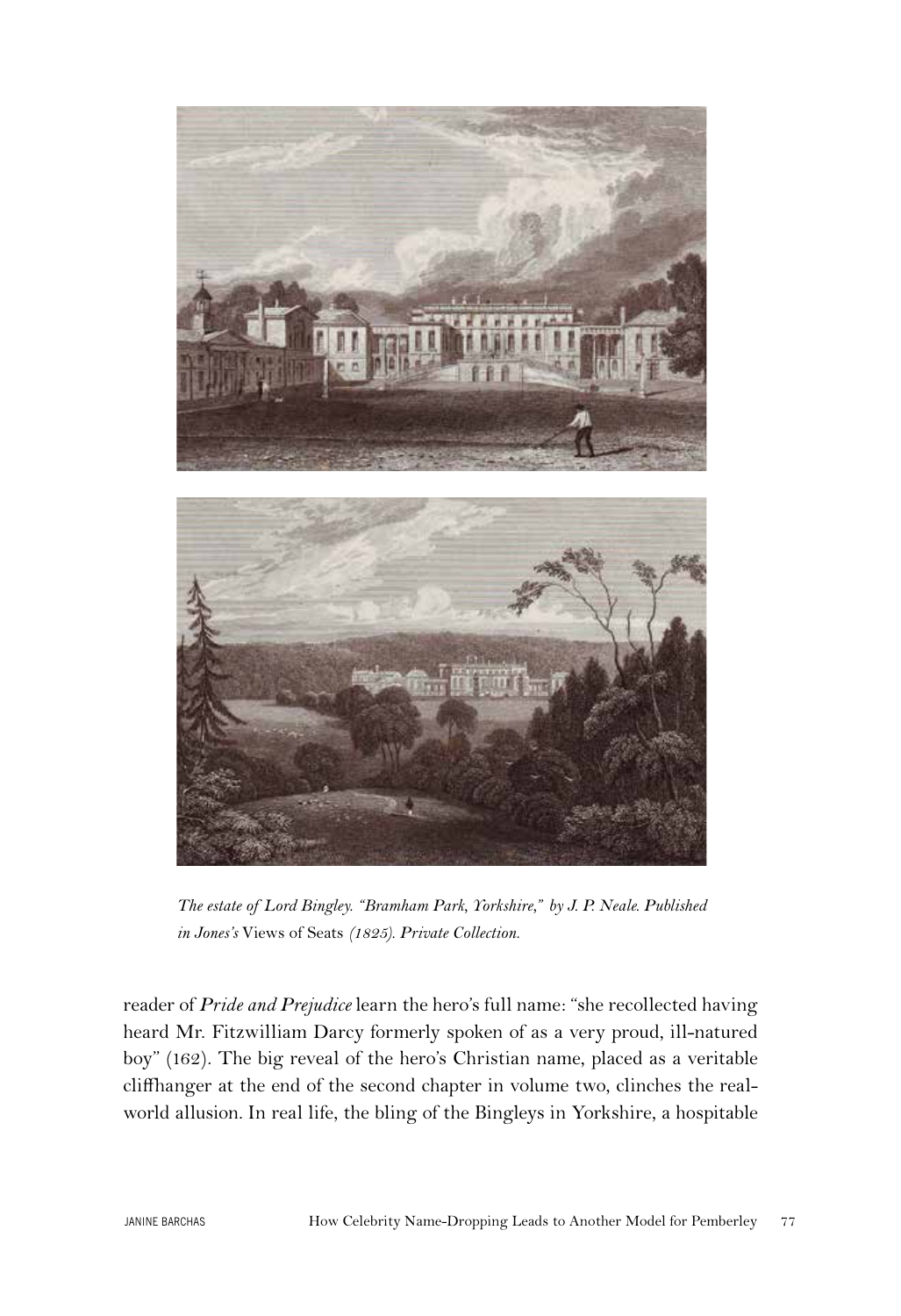*The estate of Lord Bingley. "Bramham Park, Yorkshire," by J. P. Neale. Published in Jones's* Views of Seats *(1825). Private Collection.*

reader of ***Pride and Prejudice*** learn the hero's full name: "she recollected having heard Mr. Fitzwilliam Darcy formerly spoken of as a very proud, ill-natured boy" (162). The big reveal of the hero's Christian name, placed as a veritable cliffhanger at the end of the second chapter in volume two, clinches the real-world allusion. In real life, the bling of the Bingleys in Yorkshire, a hospitable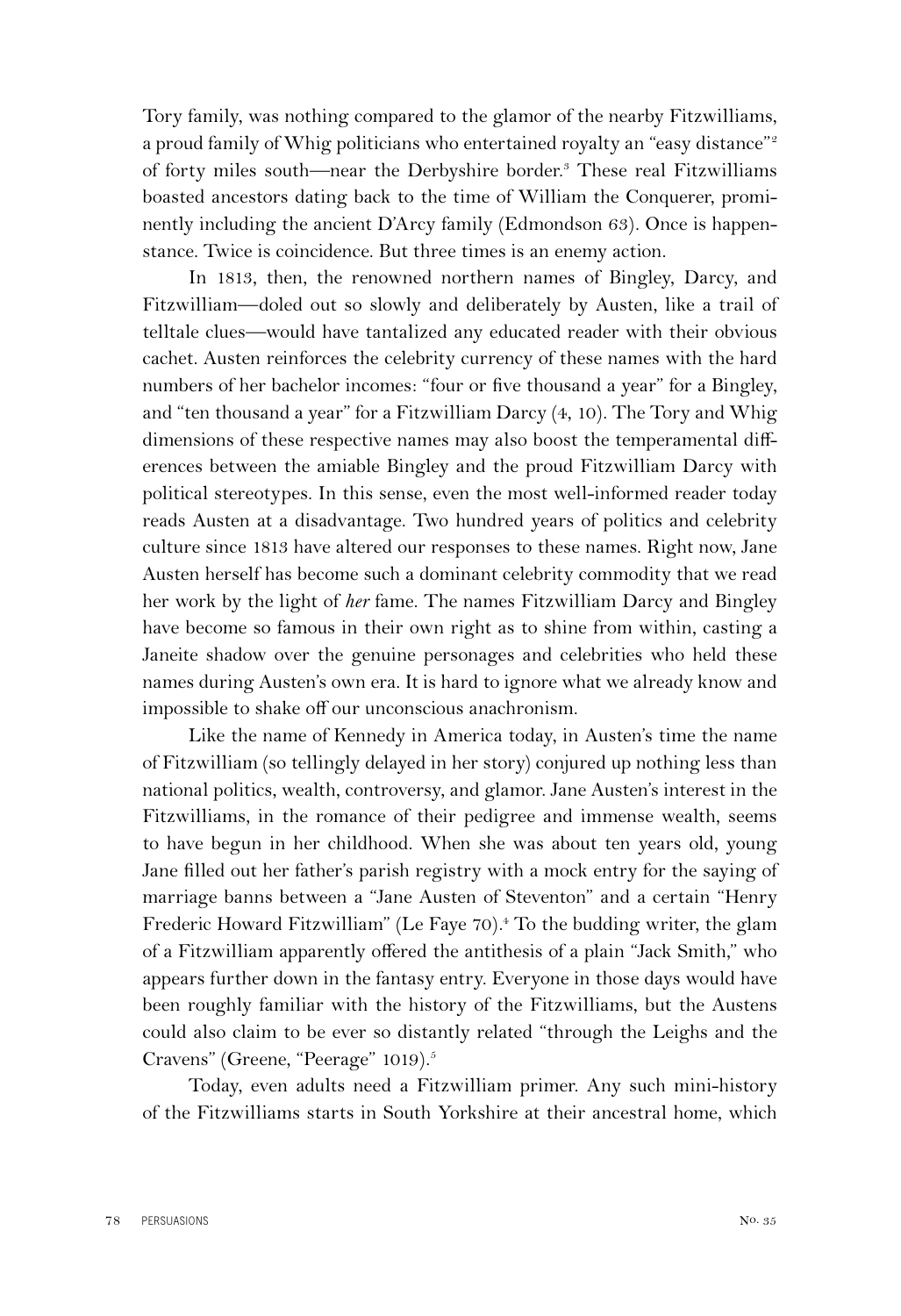Tory family, was nothing compared to the glamor of the nearby Fitzwilliams, a proud family of Whig politicians who entertained royalty an "easy distance"[2] of forty miles south—near the Derbyshire border.[3] These real Fitzwilliams boasted ancestors dating back to the time of William the Conquerer, prominently including the ancient D'Arcy family (Edmondson 63). Once is happenstance. Twice is coincidence. But three times is an enemy action.

In 1813, then, the renowned northern names of Bingley, Darcy, and Fitzwilliam—doled out so slowly and deliberately by Austen, like a trail of telltale clues—would have tantalized any educated reader with their obvious cachet. Austen reinforces the celebrity currency of these names with the hard numbers of her bachelor incomes: "four or five thousand a year" for a Bingley, and "ten thousand a year" for a Fitzwilliam Darcy (4, 10). The Tory and Whig dimensions of these respective names may also boost the temperamental differences between the amiable Bingley and the proud Fitzwilliam Darcy with political stereotypes. In this sense, even the most well-informed reader today reads Austen at a disadvantage. Two hundred years of politics and celebrity culture since 1813 have altered our responses to these names. Right now, Jane Austen herself has become such a dominant celebrity commodity that we read her work by the light of *her* fame. The names Fitzwilliam Darcy and Bingley have become so famous in their own right as to shine from within, casting a Janeite shadow over the genuine personages and celebrities who held these names during Austen's own era. It is hard to ignore what we already know and impossible to shake off our unconscious anachronism.

Like the name of Kennedy in America today, in Austen's time the name of Fitzwilliam (so tellingly delayed in her story) conjured up nothing less than national politics, wealth, controversy, and glamor. Jane Austen's interest in the Fitzwilliams, in the romance of their pedigree and immense wealth, seems to have begun in her childhood. When she was about ten years old, young Jane filled out her father's parish registry with a mock entry for the saying of marriage banns between a "Jane Austen of Steventon" and a certain "Henry Frederic Howard Fitzwilliam" (Le Faye 70).[4] To the budding writer, the glam of a Fitzwilliam apparently offered the antithesis of a plain "Jack Smith," who appears further down in the fantasy entry. Everyone in those days would have been roughly familiar with the history of the Fitzwilliams, but the Austens could also claim to be ever so distantly related "through the Leighs and the Cravens" (Greene, "Peerage" 1019).[5]

Today, even adults need a Fitzwilliam primer. Any such mini-history of the Fitzwilliams starts in South Yorkshire at their ancestral home, which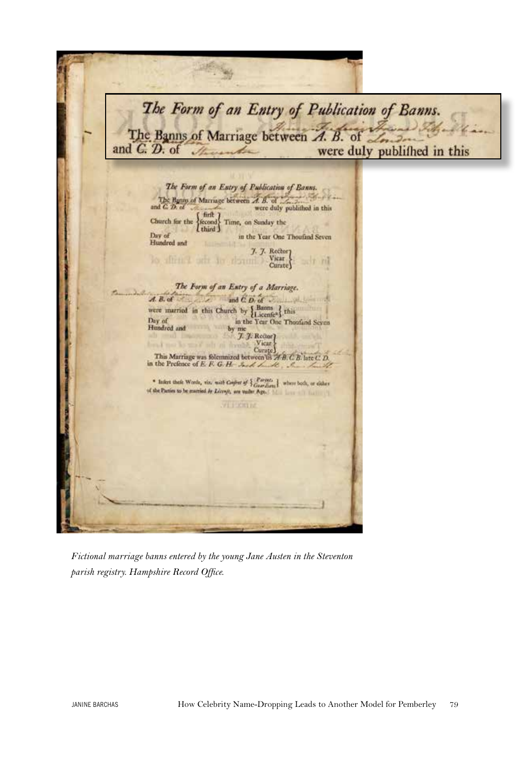*Fictional marriage banns entered by the young Jane Austen in the Steventon parish registry. Hampshire Record Office.*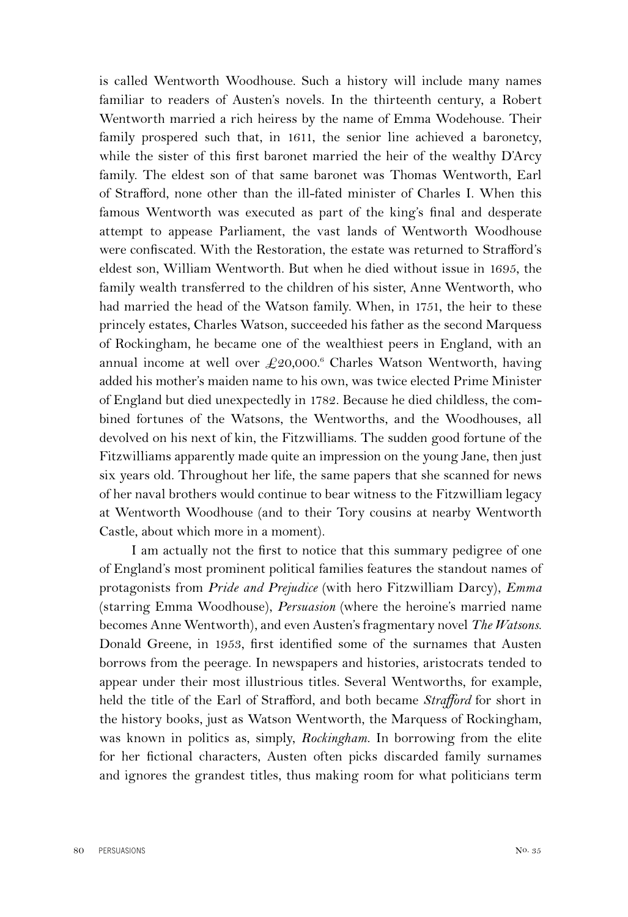is called Wentworth Woodhouse. Such a history will include many names familiar to readers of Austen's novels. In the thirteenth century, a Robert Wentworth married a rich heiress by the name of Emma Wodehouse. Their family prospered such that, in 1611, the senior line achieved a baronetcy, while the sister of this first baronet married the heir of the wealthy D'Arcy family. The eldest son of that same baronet was Thomas Wentworth, Earl of Strafford, none other than the ill-fated minister of Charles I. When this famous Wentworth was executed as part of the king's final and desperate attempt to appease Parliament, the vast lands of Wentworth Woodhouse were confiscated. With the Restoration, the estate was returned to Strafford's eldest son, William Wentworth. But when he died without issue in 1695, the family wealth transferred to the children of his sister, Anne Wentworth, who had married the head of the Watson family. When, in 1751, the heir to these princely estates, Charles Watson, succeeded his father as the second Marquess of Rockingham, he became one of the wealthiest peers in England, with an annual income at well over £20,000.[6] Charles Watson Wentworth, having added his mother's maiden name to his own, was twice elected Prime Minister of England but died unexpectedly in 1782. Because he died childless, the combined fortunes of the Watsons, the Wentworths, and the Woodhouses, all devolved on his next of kin, the Fitzwilliams. The sudden good fortune of the Fitzwilliams apparently made quite an impression on the young Jane, then just six years old. Throughout her life, the same papers that she scanned for news of her naval brothers would continue to bear witness to the Fitzwilliam legacy at Wentworth Woodhouse (and to their Tory cousins at nearby Wentworth Castle, about which more in a moment).

I am actually not the first to notice that this summary pedigree of one of England's most prominent political families features the standout names of protagonists from ***Pride and Prejudice*** (with hero Fitzwilliam Darcy), ***Emma*** (starring Emma Woodhouse), ***Persuasion*** (where the heroine's married name becomes Anne Wentworth), and even Austen's fragmentary novel ***The Watsons***. Donald Greene, in 1953, first identified some of the surnames that Austen borrows from the peerage. In newspapers and histories, aristocrats tended to appear under their most illustrious titles. Several Wentworths, for example, held the title of the Earl of Strafford, and both became ***Strafford*** for short in the history books, just as Watson Wentworth, the Marquess of Rockingham, was known in politics as, simply, ***Rockingham***. In borrowing from the elite for her fictional characters, Austen often picks discarded family surnames and ignores the grandest titles, thus making room for what politicians term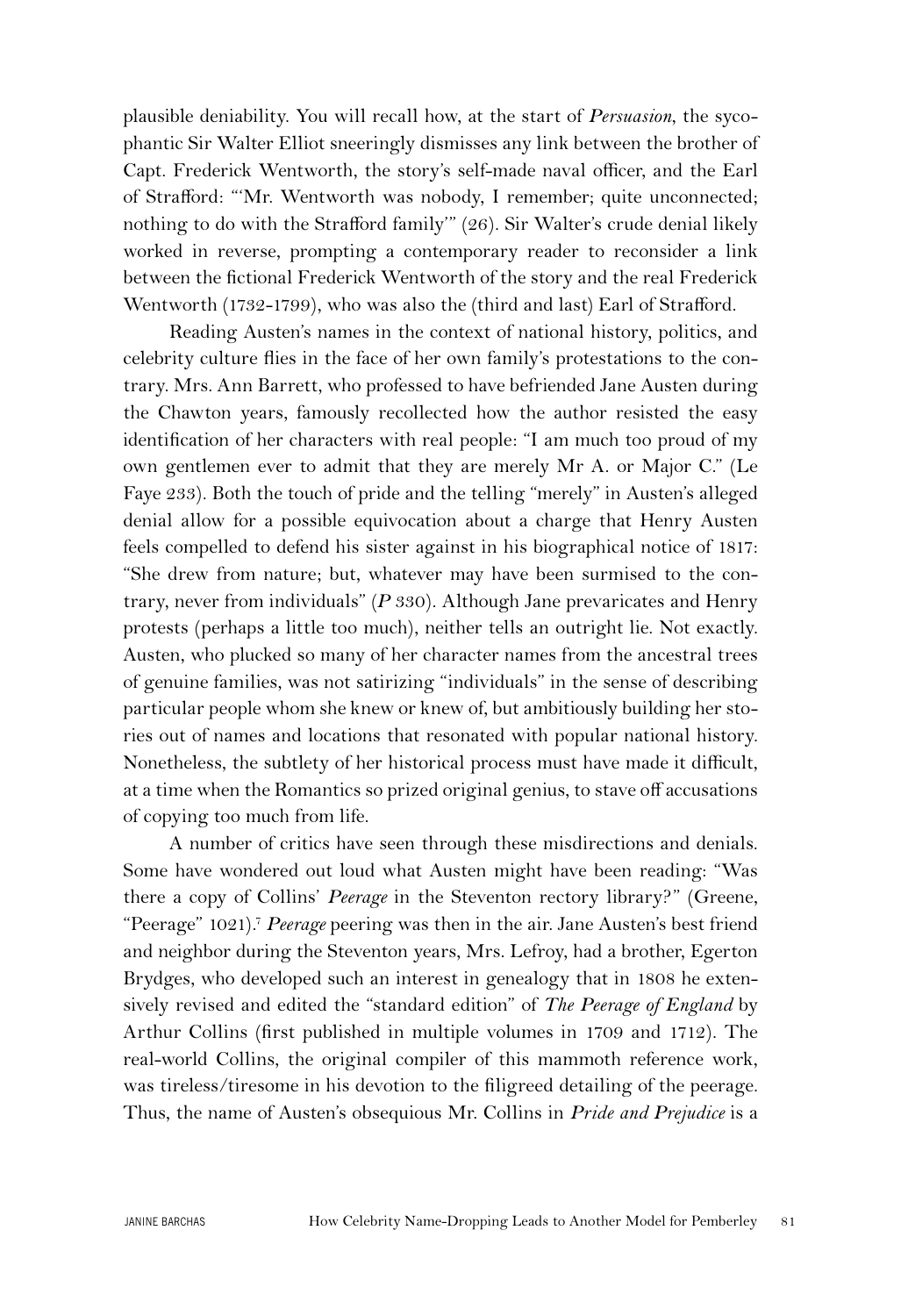plausible deniability. You will recall how, at the start of *Persuasion*, the sycophantic Sir Walter Elliot sneeringly dismisses any link between the brother of Capt. Frederick Wentworth, the story's self-made naval officer, and the Earl of Strafford: "'Mr. Wentworth was nobody, I remember; quite unconnected; nothing to do with the Strafford family'" (26). Sir Walter's crude denial likely worked in reverse, prompting a contemporary reader to reconsider a link between the fictional Frederick Wentworth of the story and the real Frederick Wentworth (1732-1799), who was also the (third and last) Earl of Strafford.

Reading Austen's names in the context of national history, politics, and celebrity culture flies in the face of her own family's protestations to the contrary. Mrs. Ann Barrett, who professed to have befriended Jane Austen during the Chawton years, famously recollected how the author resisted the easy identification of her characters with real people: "I am much too proud of my own gentlemen ever to admit that they are merely Mr A. or Major C." (Le Faye 233). Both the touch of pride and the telling "merely" in Austen's alleged denial allow for a possible equivocation about a charge that Henry Austen feels compelled to defend his sister against in his biographical notice of 1817: "She drew from nature; but, whatever may have been surmised to the contrary, never from individuals" (***P*** 330). Although Jane prevaricates and Henry protests (perhaps a little too much), neither tells an outright lie. Not exactly. Austen, who plucked so many of her character names from the ancestral trees of genuine families, was not satirizing "individuals" in the sense of describing particular people whom she knew or knew of, but ambitiously building her stories out of names and locations that resonated with popular national history. Nonetheless, the subtlety of her historical process must have made it difficult, at a time when the Romantics so prized original genius, to stave off accusations of copying too much from life.

A number of critics have seen through these misdirections and denials. Some have wondered out loud what Austen might have been reading: "Was there a copy of Collins' *Peerage* in the Steventon rectory library?" (Greene, "Peerage" 1021).[7] *Peerage* peering was then in the air. Jane Austen's best friend and neighbor during the Steventon years, Mrs. Lefroy, had a brother, Egerton Brydges, who developed such an interest in genealogy that in 1808 he extensively revised and edited the "standard edition" of *The Peerage of England* by Arthur Collins (first published in multiple volumes in 1709 and 1712). The real-world Collins, the original compiler of this mammoth reference work, was tireless/tiresome in his devotion to the filigreed detailing of the peerage. Thus, the name of Austen's obsequious Mr. Collins in *Pride and Prejudice* is a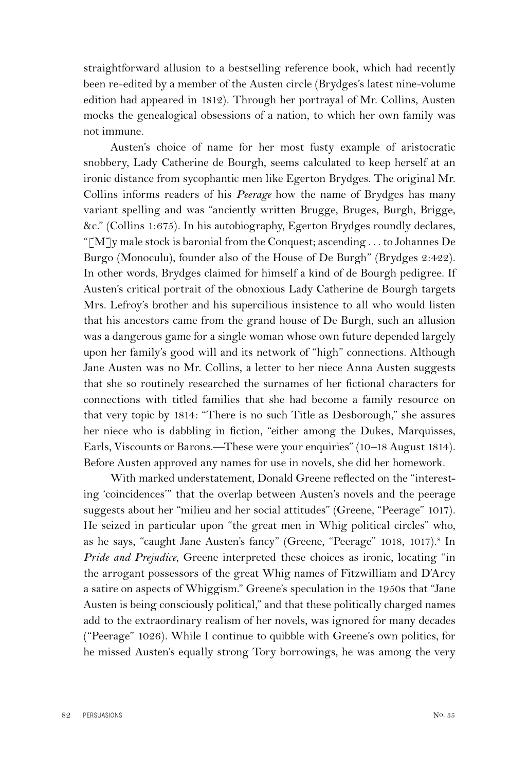straightforward allusion to a bestselling reference book, which had recently been re-edited by a member of the Austen circle (Brydges's latest nine-volume edition had appeared in 1812). Through her portrayal of Mr. Collins, Austen mocks the genealogical obsessions of a nation, to which her own family was not immune.

Austen's choice of name for her most fusty example of aristocratic snobbery, Lady Catherine de Bourgh, seems calculated to keep herself at an ironic distance from sycophantic men like Egerton Brydges. The original Mr. Collins informs readers of his ***Peerage*** how the name of Brydges has many variant spelling and was "anciently written Brugge, Bruges, Burgh, Brigge, &c." (Collins 1:675). In his autobiography, Egerton Brydges roundly declares, "[M]y male stock is baronial from the Conquest; ascending . . . to Johannes De Burgo (Monoculu), founder also of the House of De Burgh" (Brydges 2:422). In other words, Brydges claimed for himself a kind of de Bourgh pedigree. If Austen's critical portrait of the obnoxious Lady Catherine de Bourgh targets Mrs. Lefroy's brother and his supercilious insistence to all who would listen that his ancestors came from the grand house of De Burgh, such an allusion was a dangerous game for a single woman whose own future depended largely upon her family's good will and its network of "high" connections. Although Jane Austen was no Mr. Collins, a letter to her niece Anna Austen suggests that she so routinely researched the surnames of her fictional characters for connections with titled families that she had become a family resource on that very topic by 1814: "There is no such Title as Desborough," she assures her niece who is dabbling in fiction, "either among the Dukes, Marquisses, Earls, Viscounts or Barons.—These were your enquiries" (10–18 August 1814). Before Austen approved any names for use in novels, she did her homework.

With marked understatement, Donald Greene reflected on the "interesting 'coincidences'" that the overlap between Austen's novels and the peerage suggests about her "milieu and her social attitudes" (Greene, "Peerage" 1017). He seized in particular upon "the great men in Whig political circles" who, as he says, "caught Jane Austen's fancy" (Greene, "Peerage" 1018, 1017).[8] In *Pride and Prejudice*, Greene interpreted these choices as ironic, locating "in the arrogant possessors of the great Whig names of Fitzwilliam and D'Arcy a satire on aspects of Whiggism." Greene's speculation in the 1950s that "Jane Austen is being consciously political," and that these politically charged names add to the extraordinary realism of her novels, was ignored for many decades ("Peerage" 1026). While I continue to quibble with Greene's own politics, for he missed Austen's equally strong Tory borrowings, he was among the very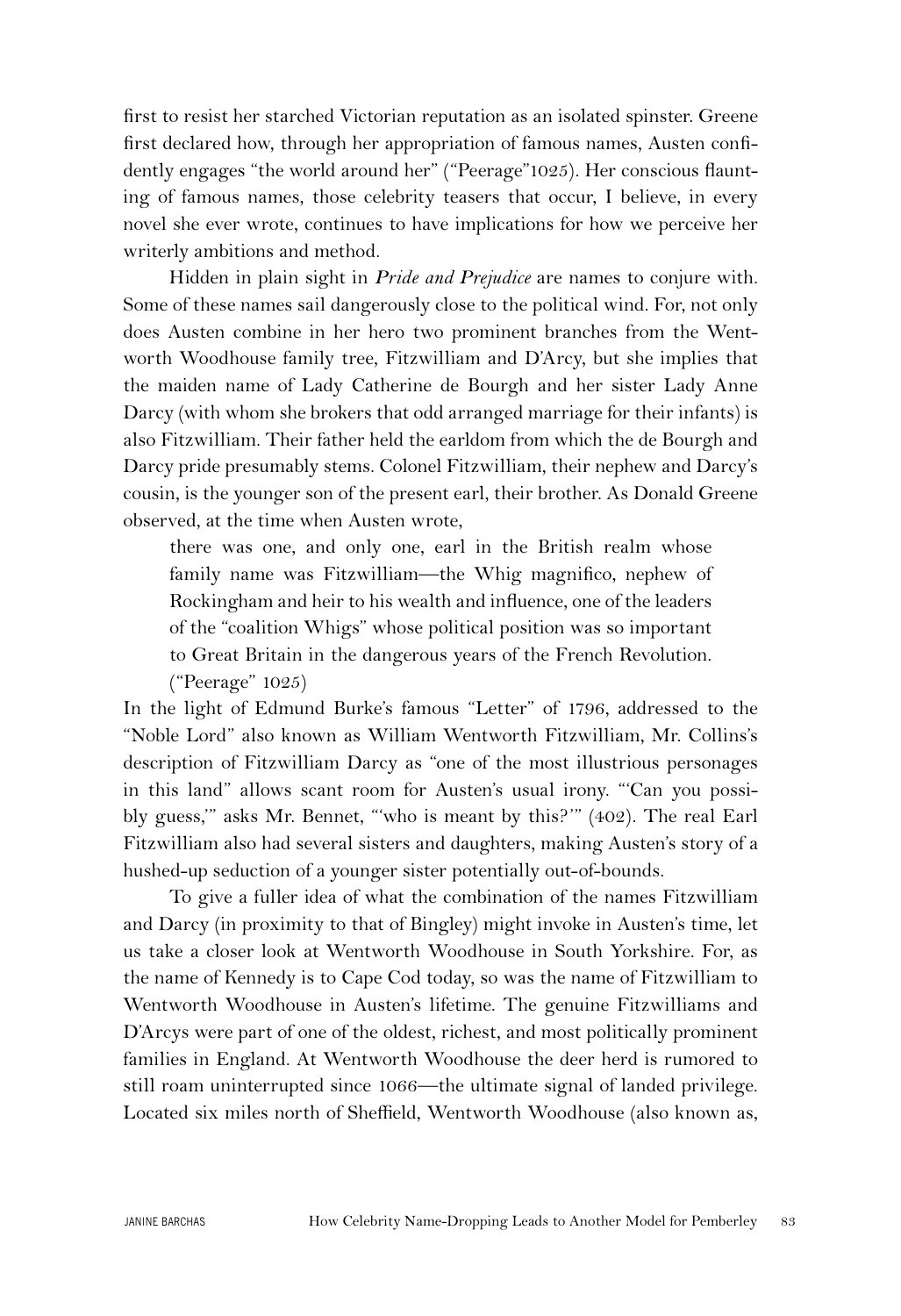first to resist her starched Victorian reputation as an isolated spinster. Greene first declared how, through her appropriation of famous names, Austen confidently engages "the world around her" ("Peerage"1025). Her conscious flaunting of famous names, those celebrity teasers that occur, I believe, in every novel she ever wrote, continues to have implications for how we perceive her writerly ambitions and method.

Hidden in plain sight in *Pride and Prejudice* are names to conjure with. Some of these names sail dangerously close to the political wind. For, not only does Austen combine in her hero two prominent branches from the Wentworth Woodhouse family tree, Fitzwilliam and D'Arcy, but she implies that the maiden name of Lady Catherine de Bourgh and her sister Lady Anne Darcy (with whom she brokers that odd arranged marriage for their infants) is also Fitzwilliam. Their father held the earldom from which the de Bourgh and Darcy pride presumably stems. Colonel Fitzwilliam, their nephew and Darcy's cousin, is the younger son of the present earl, their brother. As Donald Greene observed, at the time when Austen wrote,

> there was one, and only one, earl in the British realm whose family name was Fitzwilliam—the Whig magnifico, nephew of Rockingham and heir to his wealth and influence, one of the leaders of the "coalition Whigs" whose political position was so important to Great Britain in the dangerous years of the French Revolution. ("Peerage" 1025)

In the light of Edmund Burke's famous "Letter" of 1796, addressed to the "Noble Lord" also known as William Wentworth Fitzwilliam, Mr. Collins's description of Fitzwilliam Darcy as "one of the most illustrious personages in this land" allows scant room for Austen's usual irony. "'Can you possibly guess,'" asks Mr. Bennet, "'who is meant by this?'" (402). The real Earl Fitzwilliam also had several sisters and daughters, making Austen's story of a hushed-up seduction of a younger sister potentially out-of-bounds.

To give a fuller idea of what the combination of the names Fitzwilliam and Darcy (in proximity to that of Bingley) might invoke in Austen's time, let us take a closer look at Wentworth Woodhouse in South Yorkshire. For, as the name of Kennedy is to Cape Cod today, so was the name of Fitzwilliam to Wentworth Woodhouse in Austen's lifetime. The genuine Fitzwilliams and D'Arcys were part of one of the oldest, richest, and most politically prominent families in England. At Wentworth Woodhouse the deer herd is rumored to still roam uninterrupted since 1066—the ultimate signal of landed privilege. Located six miles north of Sheffield, Wentworth Woodhouse (also known as,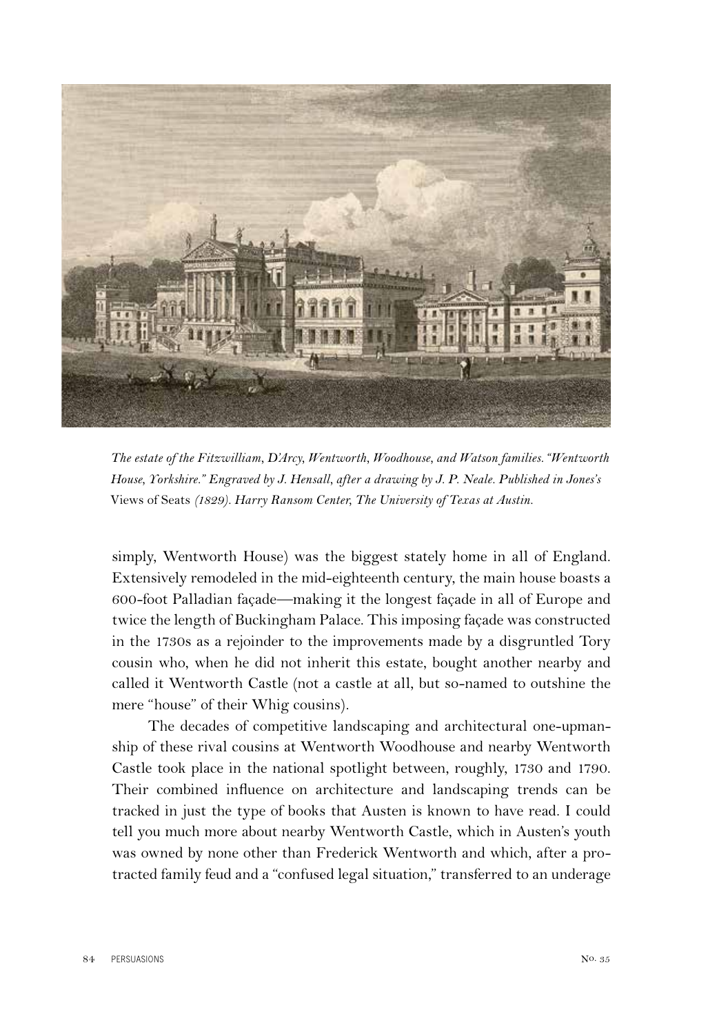*The estate of the Fitzwilliam, D'Arcy, Wentworth, Woodhouse, and Watson families. "Wentworth House, Yorkshire." Engraved by J. Hensall, after a drawing by J. P. Neale. Published in Jones's* Views of Seats *(1829). Harry Ransom Center, The University of Texas at Austin.*

simply, Wentworth House) was the biggest stately home in all of England. Extensively remodeled in the mid-eighteenth century, the main house boasts a 600-foot Palladian façade—making it the longest façade in all of Europe and twice the length of Buckingham Palace. This imposing façade was constructed in the 1730s as a rejoinder to the improvements made by a disgruntled Tory cousin who, when he did not inherit this estate, bought another nearby and called it Wentworth Castle (not a castle at all, but so-named to outshine the mere "house" of their Whig cousins).

The decades of competitive landscaping and architectural one-upmanship of these rival cousins at Wentworth Woodhouse and nearby Wentworth Castle took place in the national spotlight between, roughly, 1730 and 1790. Their combined influence on architecture and landscaping trends can be tracked in just the type of books that Austen is known to have read. I could tell you much more about nearby Wentworth Castle, which in Austen's youth was owned by none other than Frederick Wentworth and which, after a protracted family feud and a "confused legal situation," transferred to an underage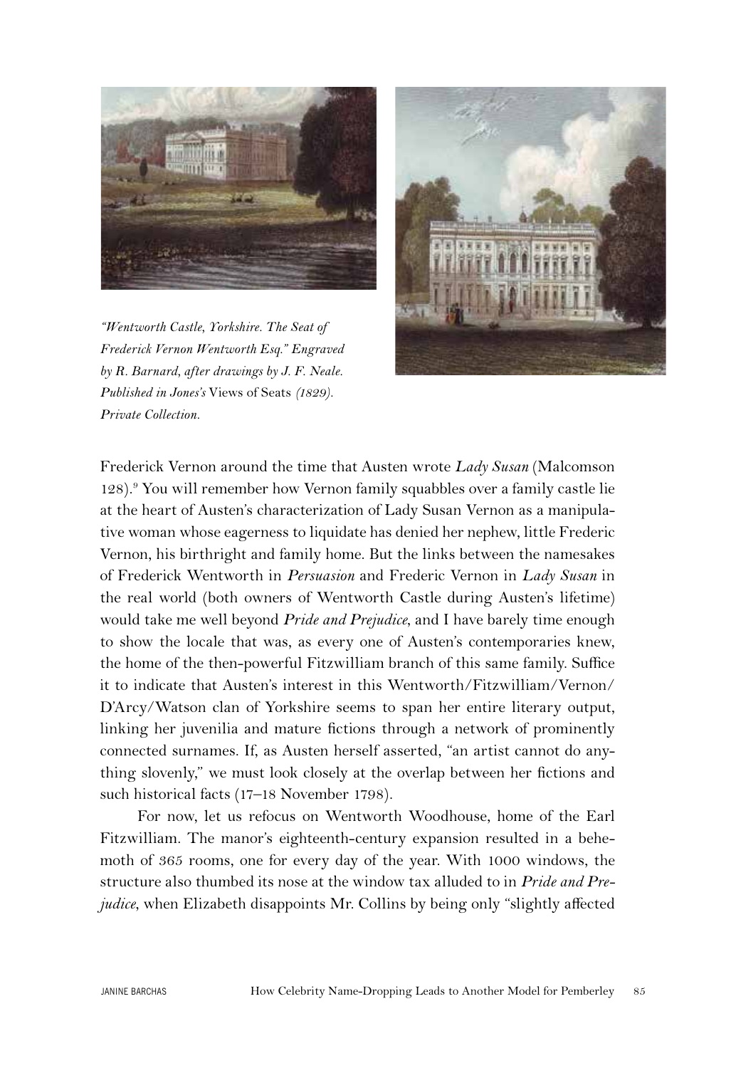*"Wentworth Castle, Yorkshire. The Seat of Frederick Vernon Wentworth Esq." Engraved by R. Barnard, after drawings by J. F. Neale. Published in Jones's* Views of Seats *(1829). Private Collection.*

Frederick Vernon around the time that Austen wrote *Lady Susan* (Malcomson 128).[9] You will remember how Vernon family squabbles over a family castle lie at the heart of Austen's characterization of Lady Susan Vernon as a manipulative woman whose eagerness to liquidate has denied her nephew, little Frederic Vernon, his birthright and family home. But the links between the namesakes of Frederick Wentworth in *Persuasion* and Frederic Vernon in *Lady Susan* in the real world (both owners of Wentworth Castle during Austen's lifetime) would take me well beyond *Pride and Prejudice*, and I have barely time enough to show the locale that was, as every one of Austen's contemporaries knew, the home of the then-powerful Fitzwilliam branch of this same family. Suffice it to indicate that Austen's interest in this Wentworth/Fitzwilliam/Vernon/D'Arcy/Watson clan of Yorkshire seems to span her entire literary output, linking her juvenilia and mature fictions through a network of prominently connected surnames. If, as Austen herself asserted, "an artist cannot do anything slovenly," we must look closely at the overlap between her fictions and such historical facts (17–18 November 1798).

For now, let us refocus on Wentworth Woodhouse, home of the Earl Fitzwilliam. The manor's eighteenth-century expansion resulted in a behemoth of 365 rooms, one for every day of the year. With 1000 windows, the structure also thumbed its nose at the window tax alluded to in *Pride and Prejudice*, when Elizabeth disappoints Mr. Collins by being only "slightly affected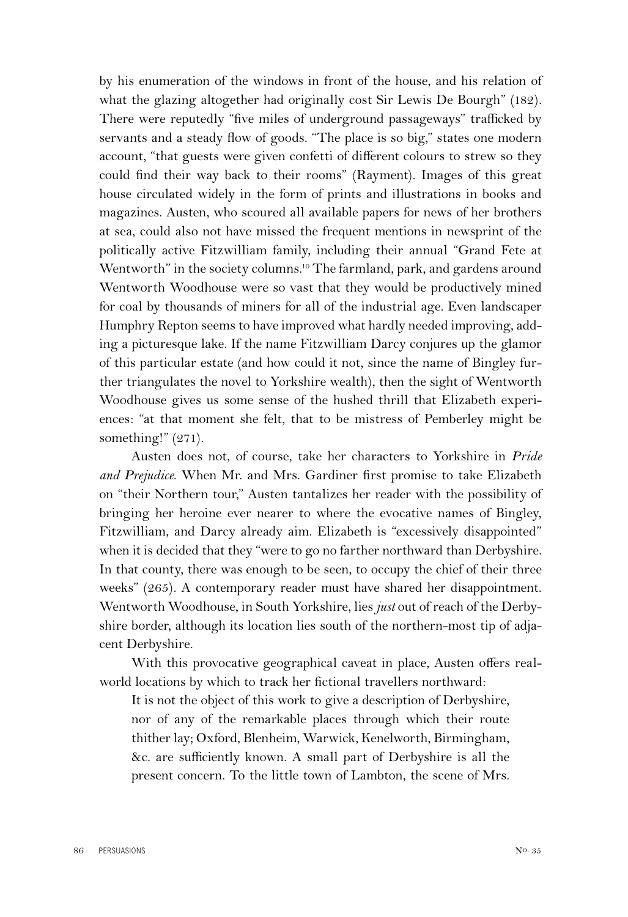by his enumeration of the windows in front of the house, and his relation of what the glazing altogether had originally cost Sir Lewis De Bourgh" (182). There were reputedly "five miles of underground passageways" trafficked by servants and a steady flow of goods. "The place is so big," states one modern account, "that guests were given confetti of different colours to strew so they could find their way back to their rooms" (Rayment). Images of this great house circulated widely in the form of prints and illustrations in books and magazines. Austen, who scoured all available papers for news of her brothers at sea, could also not have missed the frequent mentions in newsprint of the politically active Fitzwilliam family, including their annual "Grand Fete at Wentworth" in the society columns.[10] The farmland, park, and gardens around Wentworth Woodhouse were so vast that they would be productively mined for coal by thousands of miners for all of the industrial age. Even landscaper Humphry Repton seems to have improved what hardly needed improving, adding a picturesque lake. If the name Fitzwilliam Darcy conjures up the glamor of this particular estate (and how could it not, since the name of Bingley further triangulates the novel to Yorkshire wealth), then the sight of Wentworth Woodhouse gives us some sense of the hushed thrill that Elizabeth experiences: "at that moment she felt, that to be mistress of Pemberley might be something!" (271).

Austen does not, of course, take her characters to Yorkshire in *Pride and Prejudice*. When Mr. and Mrs. Gardiner first promise to take Elizabeth on "their Northern tour," Austen tantalizes her reader with the possibility of bringing her heroine ever nearer to where the evocative names of Bingley, Fitzwilliam, and Darcy already aim. Elizabeth is "excessively disappointed" when it is decided that they "were to go no farther northward than Derbyshire. In that county, there was enough to be seen, to occupy the chief of their three weeks" (265). A contemporary reader must have shared her disappointment. Wentworth Woodhouse, in South Yorkshire, lies *just* out of reach of the Derbyshire border, although its location lies south of the northern-most tip of adjacent Derbyshire.

With this provocative geographical caveat in place, Austen offers real-world locations by which to track her fictional travellers northward:

> It is not the object of this work to give a description of Derbyshire, nor of any of the remarkable places through which their route thither lay; Oxford, Blenheim, Warwick, Kenelworth, Birmingham, &c. are sufficiently known. A small part of Derbyshire is all the present concern. To the little town of Lambton, the scene of Mrs.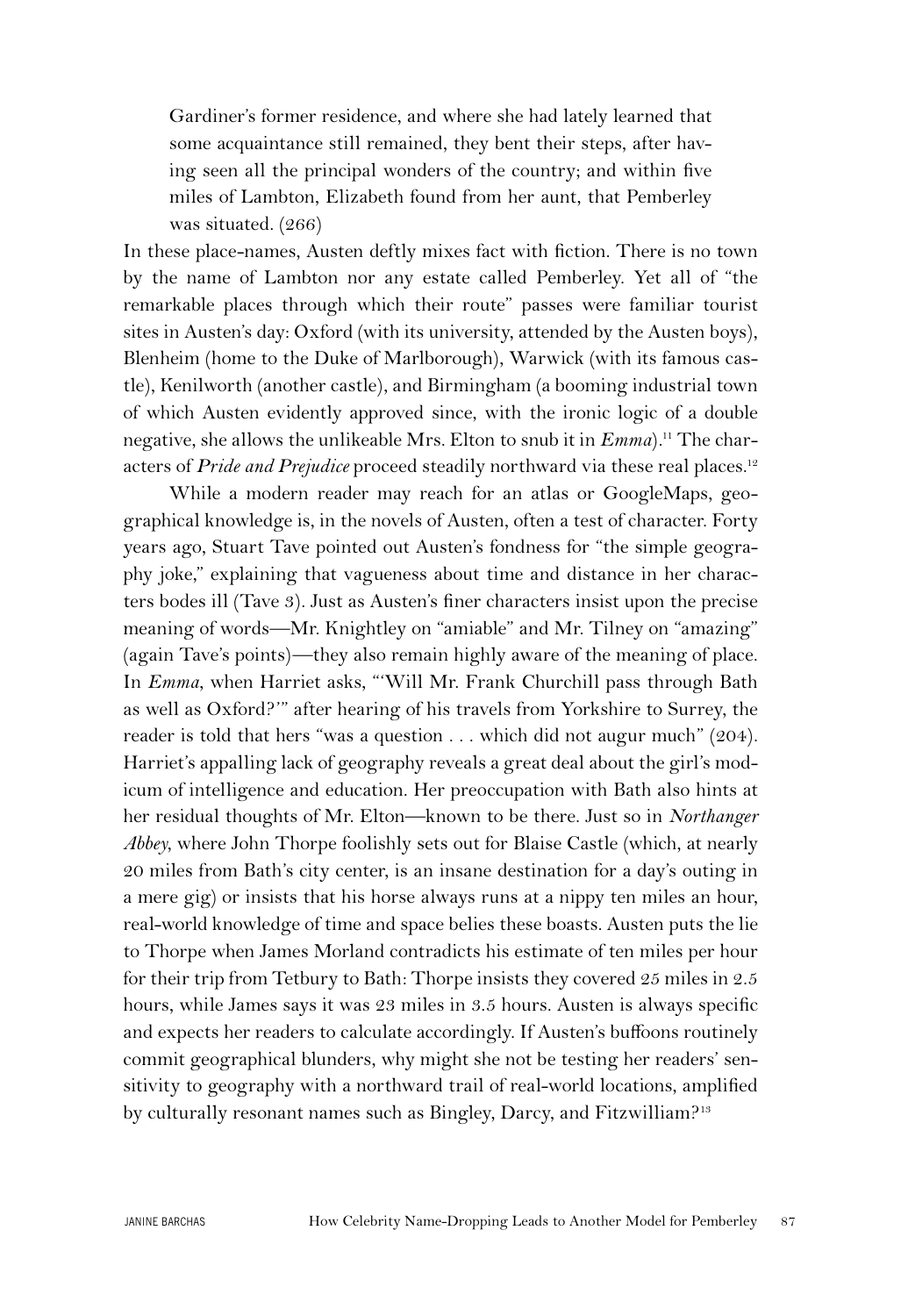> Gardiner's former residence, and where she had lately learned that some acquaintance still remained, they bent their steps, after having seen all the principal wonders of the country; and within five miles of Lambton, Elizabeth found from her aunt, that Pemberley was situated. (266)

In these place-names, Austen deftly mixes fact with fiction. There is no town by the name of Lambton nor any estate called Pemberley. Yet all of "the remarkable places through which their route" passes were familiar tourist sites in Austen's day: Oxford (with its university, attended by the Austen boys), Blenheim (home to the Duke of Marlborough), Warwick (with its famous castle), Kenilworth (another castle), and Birmingham (a booming industrial town of which Austen evidently approved since, with the ironic logic of a double negative, she allows the unlikeable Mrs. Elton to snub it in *Emma*).[11] The characters of ***Pride and Prejudice*** proceed steadily northward via these real places.[12]

While a modern reader may reach for an atlas or GoogleMaps, geographical knowledge is, in the novels of Austen, often a test of character. Forty years ago, Stuart Tave pointed out Austen's fondness for "the simple geography joke," explaining that vagueness about time and distance in her characters bodes ill (Tave 3). Just as Austen's finer characters insist upon the precise meaning of words—Mr. Knightley on "amiable" and Mr. Tilney on "amazing" (again Tave's points)—they also remain highly aware of the meaning of place. In *Emma*, when Harriet asks, "'Will Mr. Frank Churchill pass through Bath as well as Oxford?'" after hearing of his travels from Yorkshire to Surrey, the reader is told that hers "was a question . . . which did not augur much" (204). Harriet's appalling lack of geography reveals a great deal about the girl's modicum of intelligence and education. Her preoccupation with Bath also hints at her residual thoughts of Mr. Elton—known to be there. Just so in *Northanger Abbey*, where John Thorpe foolishly sets out for Blaise Castle (which, at nearly 20 miles from Bath's city center, is an insane destination for a day's outing in a mere gig) or insists that his horse always runs at a nippy ten miles an hour, real-world knowledge of time and space belies these boasts. Austen puts the lie to Thorpe when James Morland contradicts his estimate of ten miles per hour for their trip from Tetbury to Bath: Thorpe insists they covered 25 miles in 2.5 hours, while James says it was 23 miles in 3.5 hours. Austen is always specific and expects her readers to calculate accordingly. If Austen's buffoons routinely commit geographical blunders, why might she not be testing her readers' sensitivity to geography with a northward trail of real-world locations, amplified by culturally resonant names such as Bingley, Darcy, and Fitzwilliam?[13]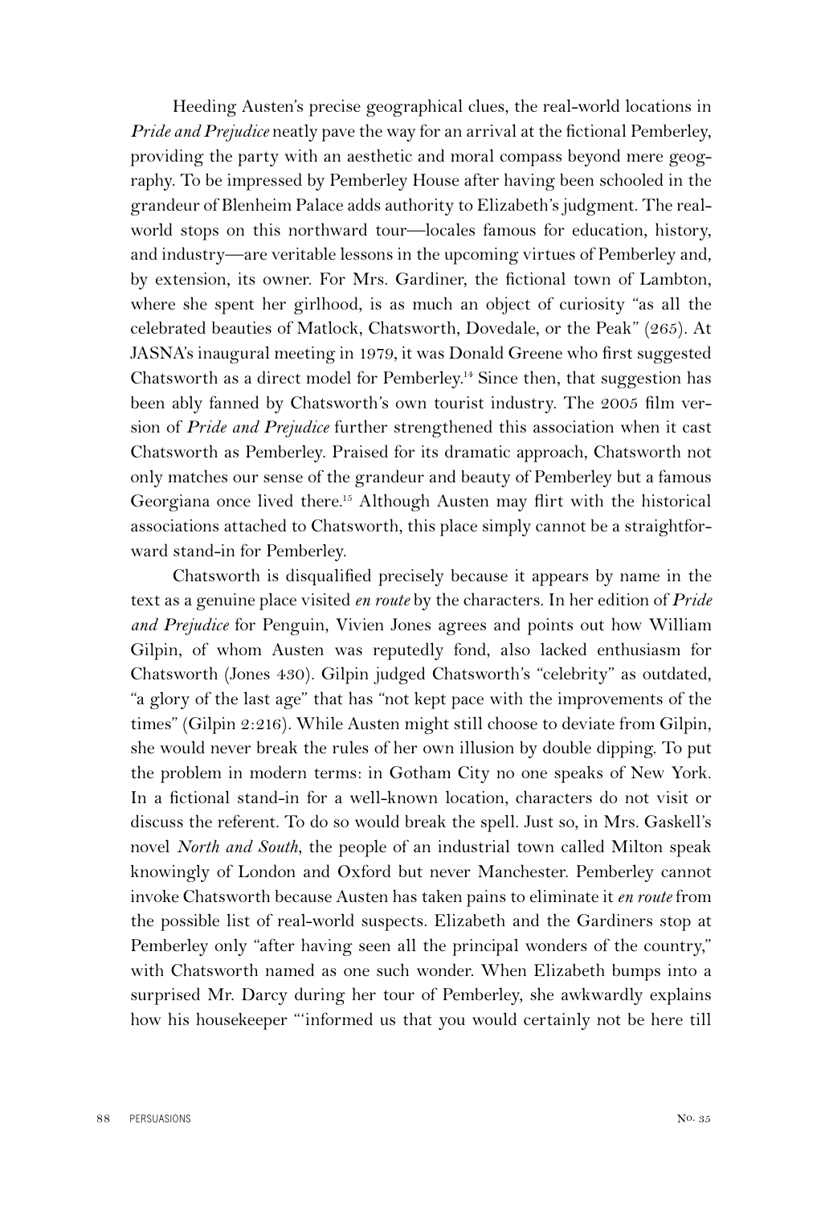Heeding Austen's precise geographical clues, the real-world locations in *Pride and Prejudice* neatly pave the way for an arrival at the fictional Pemberley, providing the party with an aesthetic and moral compass beyond mere geography. To be impressed by Pemberley House after having been schooled in the grandeur of Blenheim Palace adds authority to Elizabeth's judgment. The real-world stops on this northward tour—locales famous for education, history, and industry—are veritable lessons in the upcoming virtues of Pemberley and, by extension, its owner. For Mrs. Gardiner, the fictional town of Lambton, where she spent her girlhood, is as much an object of curiosity "as all the celebrated beauties of Matlock, Chatsworth, Dovedale, or the Peak" (265). At JASNA's inaugural meeting in 1979, it was Donald Greene who first suggested Chatsworth as a direct model for Pemberley.[14] Since then, that suggestion has been ably fanned by Chatsworth's own tourist industry. The 2005 film version of *Pride and Prejudice* further strengthened this association when it cast Chatsworth as Pemberley. Praised for its dramatic approach, Chatsworth not only matches our sense of the grandeur and beauty of Pemberley but a famous Georgiana once lived there.[15] Although Austen may flirt with the historical associations attached to Chatsworth, this place simply cannot be a straightforward stand-in for Pemberley.

Chatsworth is disqualified precisely because it appears by name in the text as a genuine place visited *en route* by the characters. In her edition of *Pride and Prejudice* for Penguin, Vivien Jones agrees and points out how William Gilpin, of whom Austen was reputedly fond, also lacked enthusiasm for Chatsworth (Jones 430). Gilpin judged Chatsworth's "celebrity" as outdated, "a glory of the last age" that has "not kept pace with the improvements of the times" (Gilpin 2:216). While Austen might still choose to deviate from Gilpin, she would never break the rules of her own illusion by double dipping. To put the problem in modern terms: in Gotham City no one speaks of New York. In a fictional stand-in for a well-known location, characters do not visit or discuss the referent. To do so would break the spell. Just so, in Mrs. Gaskell's novel *North and South*, the people of an industrial town called Milton speak knowingly of London and Oxford but never Manchester. Pemberley cannot invoke Chatsworth because Austen has taken pains to eliminate it *en route* from the possible list of real-world suspects. Elizabeth and the Gardiners stop at Pemberley only "after having seen all the principal wonders of the country," with Chatsworth named as one such wonder. When Elizabeth bumps into a surprised Mr. Darcy during her tour of Pemberley, she awkwardly explains how his housekeeper "'informed us that you would certainly not be here till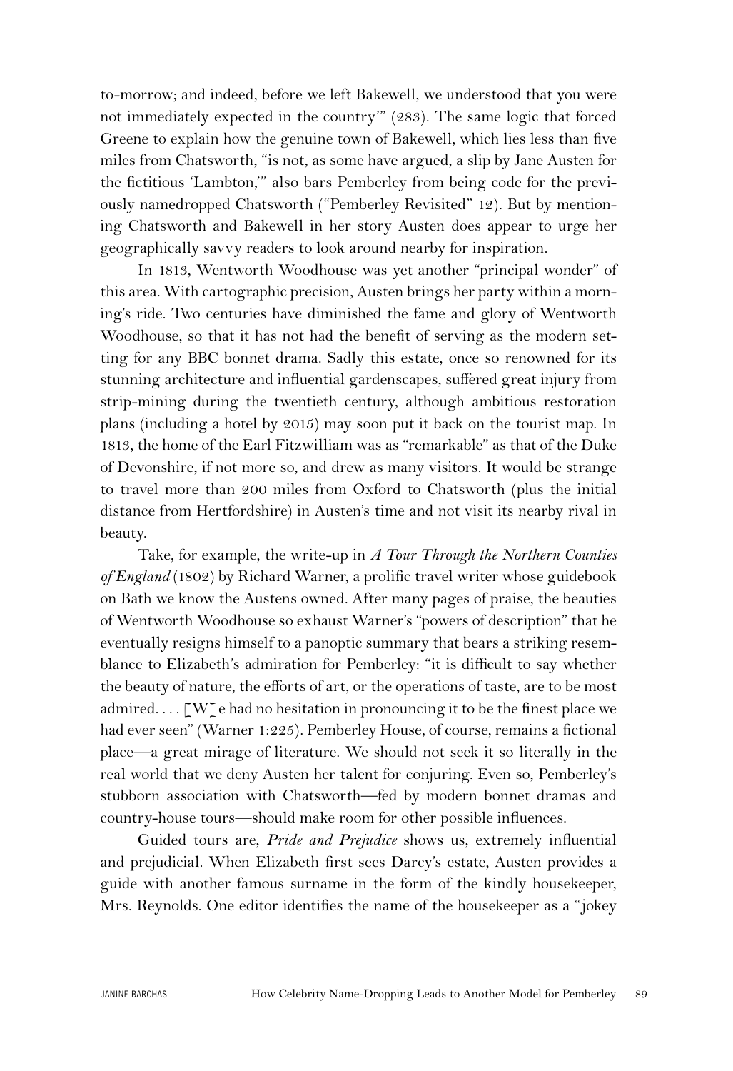to-morrow; and indeed, before we left Bakewell, we understood that you were not immediately expected in the country'" (283). The same logic that forced Greene to explain how the genuine town of Bakewell, which lies less than five miles from Chatsworth, "is not, as some have argued, a slip by Jane Austen for the fictitious 'Lambton,'" also bars Pemberley from being code for the previously namedropped Chatsworth ("Pemberley Revisited" 12). But by mentioning Chatsworth and Bakewell in her story Austen does appear to urge her geographically savvy readers to look around nearby for inspiration.

In 1813, Wentworth Woodhouse was yet another "principal wonder" of this area. With cartographic precision, Austen brings her party within a morning's ride. Two centuries have diminished the fame and glory of Wentworth Woodhouse, so that it has not had the benefit of serving as the modern setting for any BBC bonnet drama. Sadly this estate, once so renowned for its stunning architecture and influential gardenscapes, suffered great injury from strip-mining during the twentieth century, although ambitious restoration plans (including a hotel by 2015) may soon put it back on the tourist map. In 1813, the home of the Earl Fitzwilliam was as "remarkable" as that of the Duke of Devonshire, if not more so, and drew as many visitors. It would be strange to travel more than 200 miles from Oxford to Chatsworth (plus the initial distance from Hertfordshire) in Austen's time and <u>not</u> visit its nearby rival in beauty.

Take, for example, the write-up in *A Tour Through the Northern Counties of England* (1802) by Richard Warner, a prolific travel writer whose guidebook on Bath we know the Austens owned. After many pages of praise, the beauties of Wentworth Woodhouse so exhaust Warner's "powers of description" that he eventually resigns himself to a panoptic summary that bears a striking resemblance to Elizabeth's admiration for Pemberley: "it is difficult to say whether the beauty of nature, the efforts of art, or the operations of taste, are to be most admired. . . . [W]e had no hesitation in pronouncing it to be the finest place we had ever seen" (Warner 1:225). Pemberley House, of course, remains a fictional place—a great mirage of literature. We should not seek it so literally in the real world that we deny Austen her talent for conjuring. Even so, Pemberley's stubborn association with Chatsworth—fed by modern bonnet dramas and country-house tours—should make room for other possible influences.

Guided tours are, *Pride and Prejudice* shows us, extremely influential and prejudicial. When Elizabeth first sees Darcy's estate, Austen provides a guide with another famous surname in the form of the kindly housekeeper, Mrs. Reynolds. One editor identifies the name of the housekeeper as a "jokey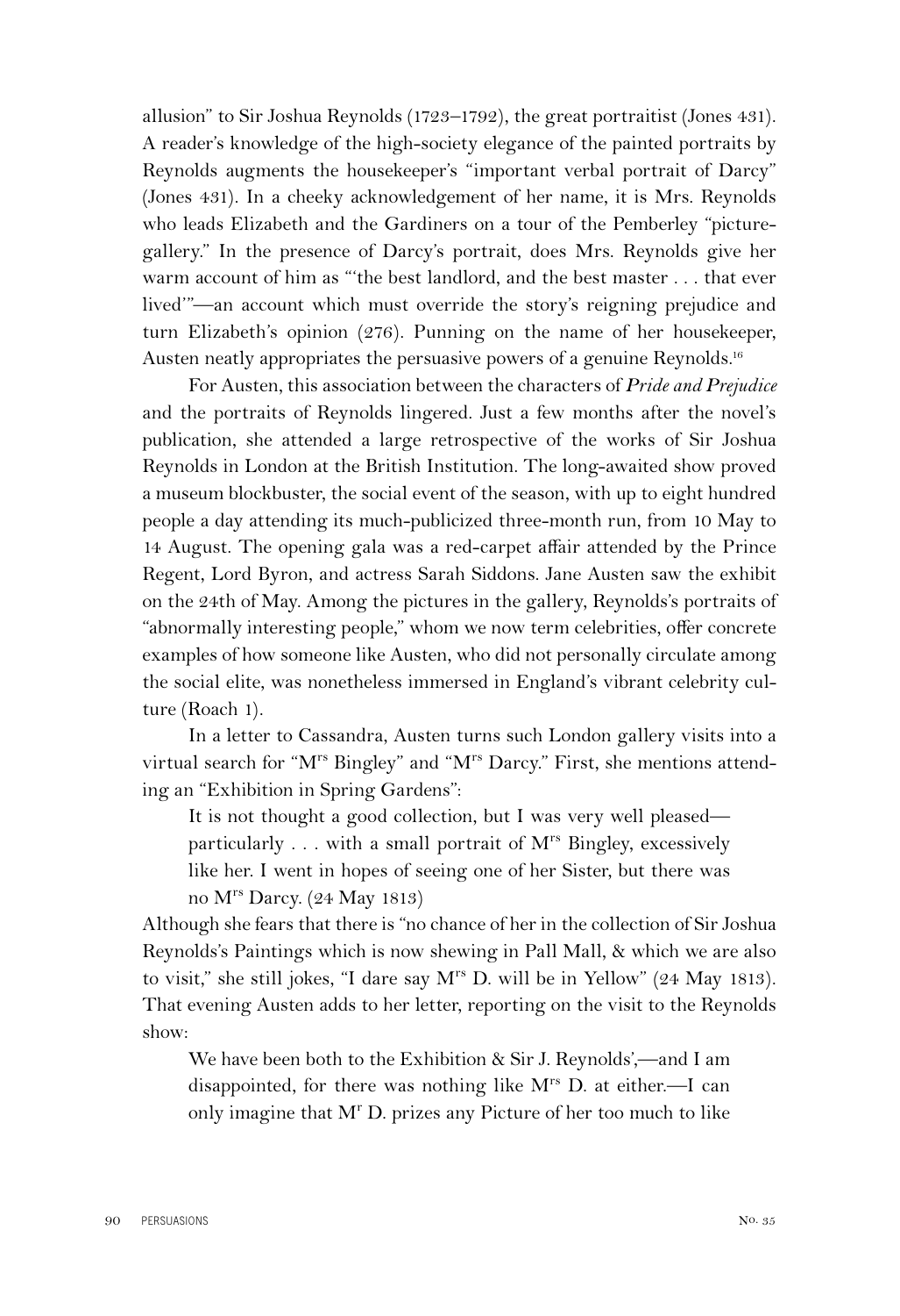allusion" to Sir Joshua Reynolds (1723–1792), the great portraitist (Jones 431). A reader's knowledge of the high-society elegance of the painted portraits by Reynolds augments the housekeeper's "important verbal portrait of Darcy" (Jones 431). In a cheeky acknowledgement of her name, it is Mrs. Reynolds who leads Elizabeth and the Gardiners on a tour of the Pemberley "picture-gallery." In the presence of Darcy's portrait, does Mrs. Reynolds give her warm account of him as "'the best landlord, and the best master . . . that ever lived'"—an account which must override the story's reigning prejudice and turn Elizabeth's opinion (276). Punning on the name of her housekeeper, Austen neatly appropriates the persuasive powers of a genuine Reynolds.[16]

For Austen, this association between the characters of *Pride and Prejudice* and the portraits of Reynolds lingered. Just a few months after the novel's publication, she attended a large retrospective of the works of Sir Joshua Reynolds in London at the British Institution. The long-awaited show proved a museum blockbuster, the social event of the season, with up to eight hundred people a day attending its much-publicized three-month run, from 10 May to 14 August. The opening gala was a red-carpet affair attended by the Prince Regent, Lord Byron, and actress Sarah Siddons. Jane Austen saw the exhibit on the 24th of May. Among the pictures in the gallery, Reynolds's portraits of "abnormally interesting people," whom we now term celebrities, offer concrete examples of how someone like Austen, who did not personally circulate among the social elite, was nonetheless immersed in England's vibrant celebrity culture (Roach 1).

In a letter to Cassandra, Austen turns such London gallery visits into a virtual search for "M[rs] Bingley" and "M[rs] Darcy." First, she mentions attending an "Exhibition in Spring Gardens":

> It is not thought a good collection, but I was very well pleased—particularly . . . with a small portrait of M[rs] Bingley, excessively like her. I went in hopes of seeing one of her Sister, but there was no M[rs] Darcy. (24 May 1813)

Although she fears that there is "no chance of her in the collection of Sir Joshua Reynolds's Paintings which is now shewing in Pall Mall, & which we are also to visit," she still jokes, "I dare say M[rs] D. will be in Yellow" (24 May 1813). That evening Austen adds to her letter, reporting on the visit to the Reynolds show:

> We have been both to the Exhibition & Sir J. Reynolds',—and I am disappointed, for there was nothing like M[rs] D. at either.—I can only imagine that M[r] D. prizes any Picture of her too much to like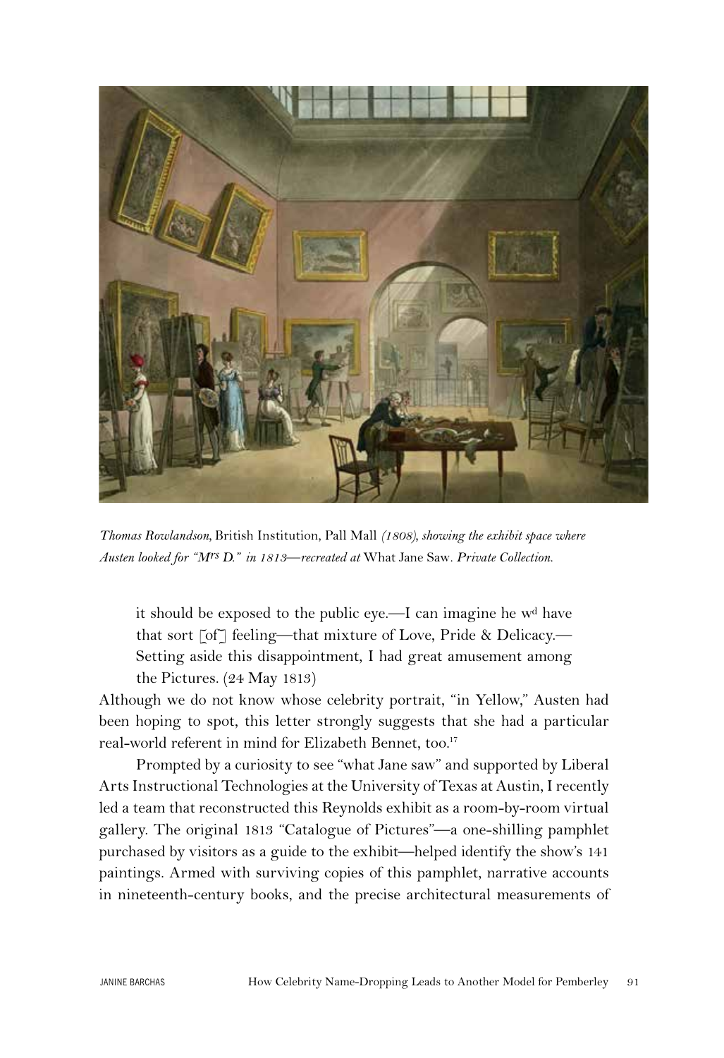*Thomas Rowlandson*, British Institution, Pall Mall *(1808), showing the exhibit space where Austen looked for "M^rs D." in 1813—recreated at* What Jane Saw. *Private Collection.*

> it should be exposed to the public eye.—I can imagine he w^d have that sort [of] feeling—that mixture of Love, Pride & Delicacy.—Setting aside this disappointment, I had great amusement among the Pictures. (24 May 1813)

Although we do not know whose celebrity portrait, "in Yellow," Austen had been hoping to spot, this letter strongly suggests that she had a particular real-world referent in mind for Elizabeth Bennet, too.[17]

Prompted by a curiosity to see "what Jane saw" and supported by Liberal Arts Instructional Technologies at the University of Texas at Austin, I recently led a team that reconstructed this Reynolds exhibit as a room-by-room virtual gallery. The original 1813 "Catalogue of Pictures"—a one-shilling pamphlet purchased by visitors as a guide to the exhibit—helped identify the show's 141 paintings. Armed with surviving copies of this pamphlet, narrative accounts in nineteenth-century books, and the precise architectural measurements of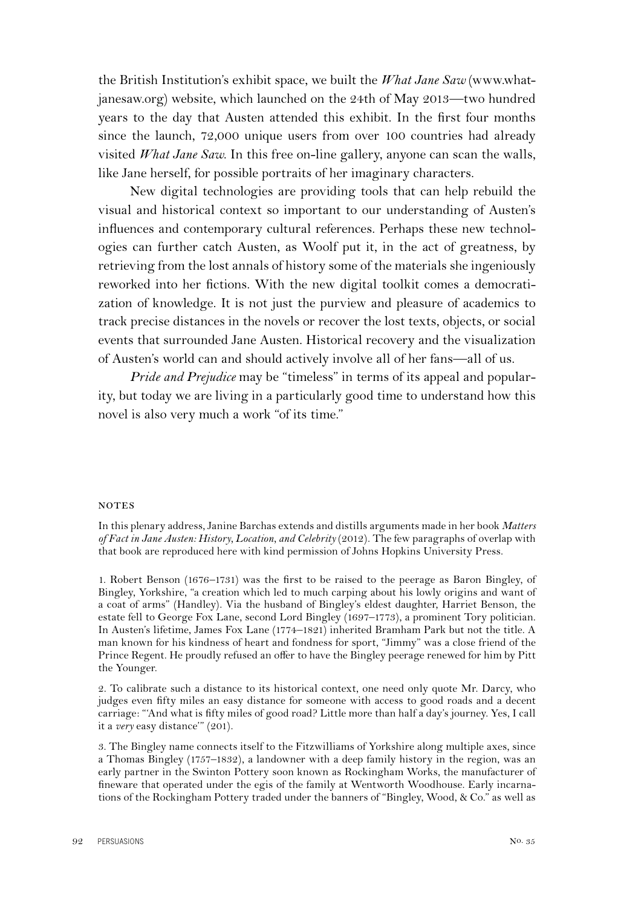the British Institution's exhibit space, we built the *What Jane Saw* (www.whatjanesaw.org) website, which launched on the 24th of May 2013—two hundred years to the day that Austen attended this exhibit. In the first four months since the launch, 72,000 unique users from over 100 countries had already visited *What Jane Saw*. In this free on-line gallery, anyone can scan the walls, like Jane herself, for possible portraits of her imaginary characters.

New digital technologies are providing tools that can help rebuild the visual and historical context so important to our understanding of Austen's influences and contemporary cultural references. Perhaps these new technologies can further catch Austen, as Woolf put it, in the act of greatness, by retrieving from the lost annals of history some of the materials she ingeniously reworked into her fictions. With the new digital toolkit comes a democratization of knowledge. It is not just the purview and pleasure of academics to track precise distances in the novels or recover the lost texts, objects, or social events that surrounded Jane Austen. Historical recovery and the visualization of Austen's world can and should actively involve all of her fans—all of us.

*Pride and Prejudice* may be "timeless" in terms of its appeal and popularity, but today we are living in a particularly good time to understand how this novel is also very much a work "of its time."

## NOTES

In this plenary address, Janine Barchas extends and distills arguments made in her book *Matters of Fact in Jane Austen: History, Location, and Celebrity* (2012). The few paragraphs of overlap with that book are reproduced here with kind permission of Johns Hopkins University Press.

1. Robert Benson (1676–1731) was the first to be raised to the peerage as Baron Bingley, of Bingley, Yorkshire, "a creation which led to much carping about his lowly origins and want of a coat of arms" (Handley). Via the husband of Bingley's eldest daughter, Harriet Benson, the estate fell to George Fox Lane, second Lord Bingley (1697–1773), a prominent Tory politician. In Austen's lifetime, James Fox Lane (1774–1821) inherited Bramham Park but not the title. A man known for his kindness of heart and fondness for sport, "Jimmy" was a close friend of the Prince Regent. He proudly refused an offer to have the Bingley peerage renewed for him by Pitt the Younger.

2. To calibrate such a distance to its historical context, one need only quote Mr. Darcy, who judges even fifty miles an easy distance for someone with access to good roads and a decent carriage: "'And what is fifty miles of good road? Little more than half a day's journey. Yes, I call it a *very* easy distance'" (201).

3. The Bingley name connects itself to the Fitzwilliams of Yorkshire along multiple axes, since a Thomas Bingley (1757–1832), a landowner with a deep family history in the region, was an early partner in the Swinton Pottery soon known as Rockingham Works, the manufacturer of fineware that operated under the egis of the family at Wentworth Woodhouse. Early incarnations of the Rockingham Pottery traded under the banners of "Bingley, Wood, & Co." as well as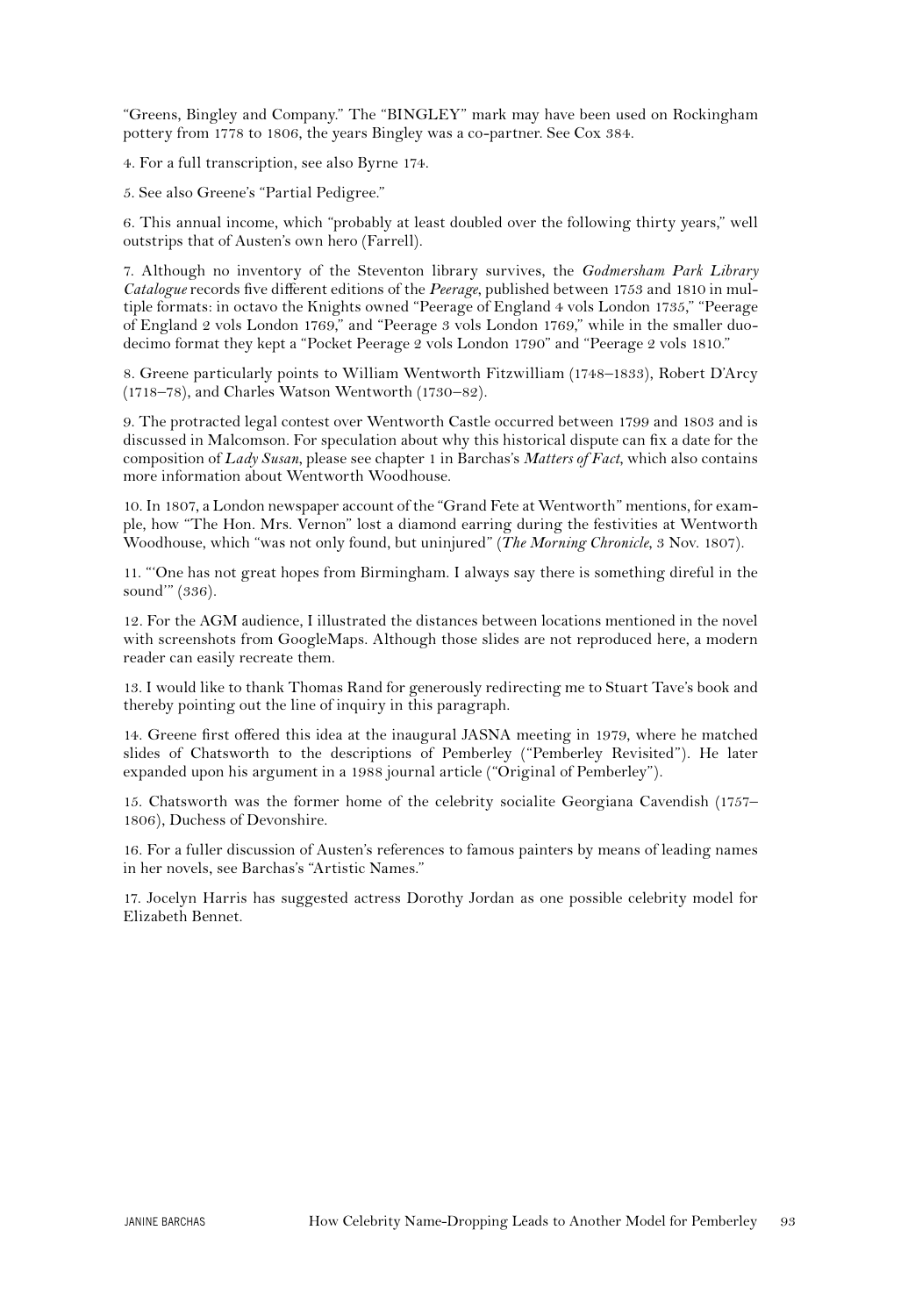"Greens, Bingley and Company." The "BINGLEY" mark may have been used on Rockingham pottery from 1778 to 1806, the years Bingley was a co-partner. See Cox 384.

4. For a full transcription, see also Byrne 174.

5. See also Greene's "Partial Pedigree."

6. This annual income, which "probably at least doubled over the following thirty years," well outstrips that of Austen's own hero (Farrell).

7. Although no inventory of the Steventon library survives, the *Godmersham Park Library Catalogue* records five different editions of the *Peerage*, published between 1753 and 1810 in multiple formats: in octavo the Knights owned "Peerage of England 4 vols London 1735," "Peerage of England 2 vols London 1769," and "Peerage 3 vols London 1769," while in the smaller duodecimo format they kept a "Pocket Peerage 2 vols London 1790" and "Peerage 2 vols 1810."

8. Greene particularly points to William Wentworth Fitzwilliam (1748–1833), Robert D'Arcy (1718–78), and Charles Watson Wentworth (1730–82).

9. The protracted legal contest over Wentworth Castle occurred between 1799 and 1803 and is discussed in Malcomson. For speculation about why this historical dispute can fix a date for the composition of *Lady Susan*, please see chapter 1 in Barchas's *Matters of Fact*, which also contains more information about Wentworth Woodhouse.

10. In 1807, a London newspaper account of the "Grand Fete at Wentworth" mentions, for example, how "The Hon. Mrs. Vernon" lost a diamond earring during the festivities at Wentworth Woodhouse, which "was not only found, but uninjured" (*The Morning Chronicle*, 3 Nov. 1807).

11. "'One has not great hopes from Birmingham. I always say there is something direful in the sound'" (336).

12. For the AGM audience, I illustrated the distances between locations mentioned in the novel with screenshots from GoogleMaps. Although those slides are not reproduced here, a modern reader can easily recreate them.

13. I would like to thank Thomas Rand for generously redirecting me to Stuart Tave's book and thereby pointing out the line of inquiry in this paragraph.

14. Greene first offered this idea at the inaugural JASNA meeting in 1979, where he matched slides of Chatsworth to the descriptions of Pemberley ("Pemberley Revisited"). He later expanded upon his argument in a 1988 journal article ("Original of Pemberley").

15. Chatsworth was the former home of the celebrity socialite Georgiana Cavendish (1757–1806), Duchess of Devonshire.

16. For a fuller discussion of Austen's references to famous painters by means of leading names in her novels, see Barchas's "Artistic Names."

17. Jocelyn Harris has suggested actress Dorothy Jordan as one possible celebrity model for Elizabeth Bennet.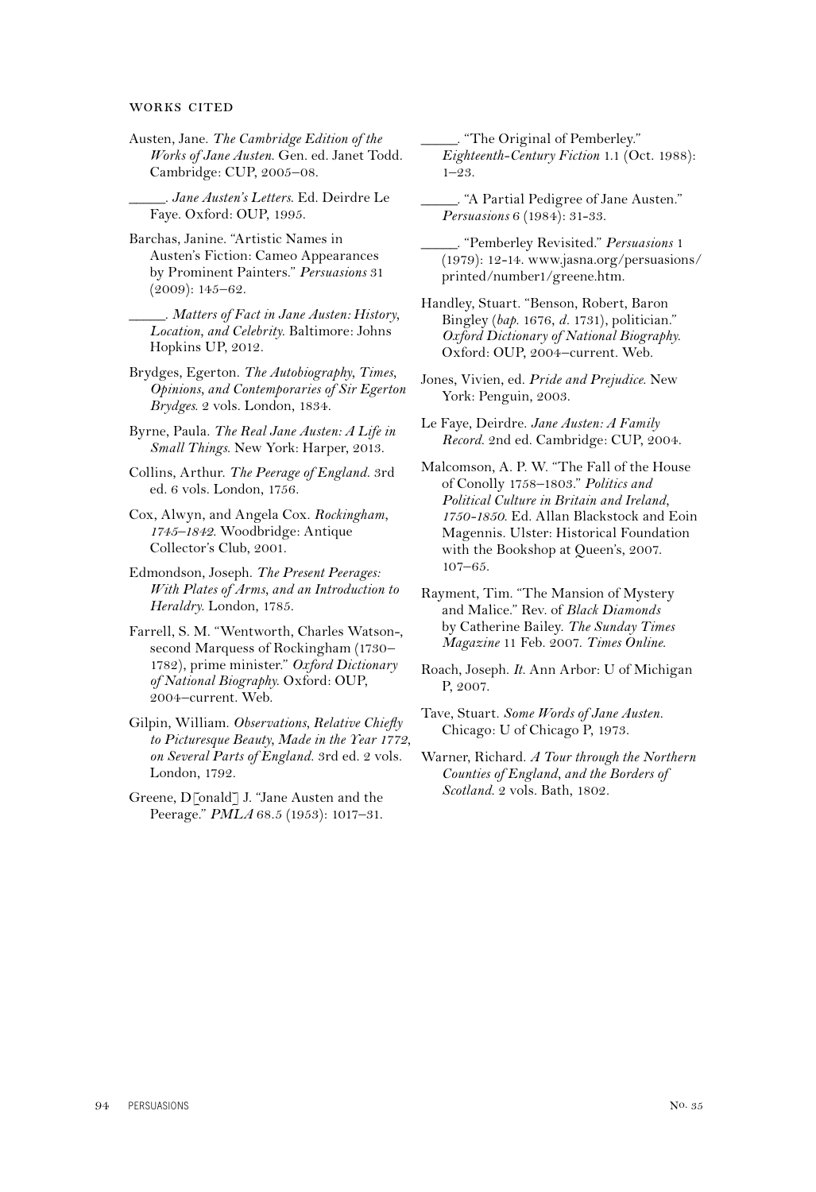## WORKS CITED

Austen, Jane. *The Cambridge Edition of the Works of Jane Austen.* Gen. ed. Janet Todd. Cambridge: CUP, 2005–08.

_____. *Jane Austen's Letters.* Ed. Deirdre Le Faye. Oxford: OUP, 1995.

Barchas, Janine. "Artistic Names in Austen's Fiction: Cameo Appearances by Prominent Painters." *Persuasions* 31 (2009): 145–62.

_____. *Matters of Fact in Jane Austen: History, Location, and Celebrity.* Baltimore: Johns Hopkins UP, 2012.

Brydges, Egerton. *The Autobiography, Times, Opinions, and Contemporaries of Sir Egerton Brydges.* 2 vols. London, 1834.

Byrne, Paula. *The Real Jane Austen: A Life in Small Things.* New York: Harper, 2013.

Collins, Arthur. *The Peerage of England.* 3rd ed. 6 vols. London, 1756.

Cox, Alwyn, and Angela Cox. *Rockingham, 1745–1842.* Woodbridge: Antique Collector's Club, 2001.

Edmondson, Joseph. *The Present Peerages: With Plates of Arms, and an Introduction to Heraldry.* London, 1785.

Farrell, S. M. "Wentworth, Charles Watson-, second Marquess of Rockingham (1730–1782), prime minister." *Oxford Dictionary of National Biography.* Oxford: OUP, 2004–current. Web.

Gilpin, William. *Observations, Relative Chiefly to Picturesque Beauty, Made in the Year 1772, on Several Parts of England.* 3rd ed. 2 vols. London, 1792.

Greene, D[onald] J. "Jane Austen and the Peerage." *PMLA* 68.5 (1953): 1017–31.

_____. "The Original of Pemberley." *Eighteenth-Century Fiction* 1.1 (Oct. 1988): 1–23.

_____. "A Partial Pedigree of Jane Austen." *Persuasions* 6 (1984): 31-33.

_____. "Pemberley Revisited." *Persuasions* 1 (1979): 12-14. www.jasna.org/persuasions/printed/number1/greene.htm.

Handley, Stuart. "Benson, Robert, Baron Bingley (*bap.* 1676, *d.* 1731), politician." *Oxford Dictionary of National Biography.* Oxford: OUP, 2004–current. Web.

Jones, Vivien, ed. *Pride and Prejudice.* New York: Penguin, 2003.

Le Faye, Deirdre. *Jane Austen: A Family Record.* 2nd ed. Cambridge: CUP, 2004.

Malcomson, A. P. W. "The Fall of the House of Conolly 1758–1803." *Politics and Political Culture in Britain and Ireland, 1750-1850.* Ed. Allan Blackstock and Eoin Magennis. Ulster: Historical Foundation with the Bookshop at Queen's, 2007. 107–65.

Rayment, Tim. "The Mansion of Mystery and Malice." Rev. of *Black Diamonds* by Catherine Bailey. *The Sunday Times Magazine* 11 Feb. 2007. *Times Online.*

Roach, Joseph. *It.* Ann Arbor: U of Michigan P, 2007.

Tave, Stuart. *Some Words of Jane Austen.* Chicago: U of Chicago P, 1973.

Warner, Richard. *A Tour through the Northern Counties of England, and the Borders of Scotland.* 2 vols. Bath, 1802.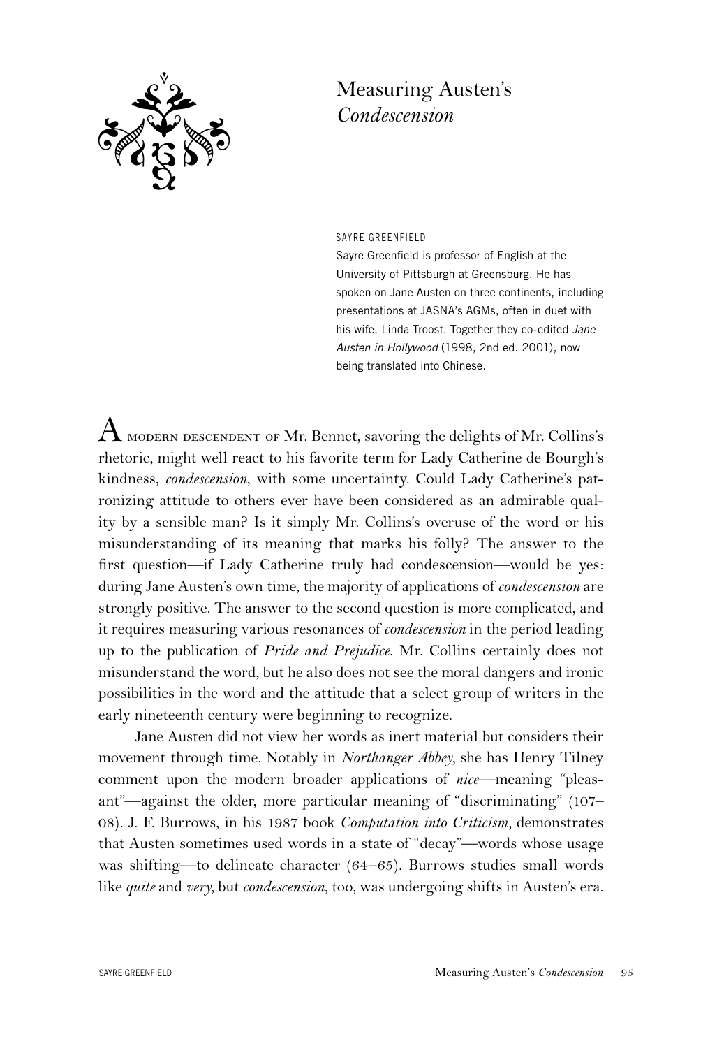# Measuring Austen's *Condescension*

SAYRE GREENFIELD

Sayre Greenfield is professor of English at the University of Pittsburgh at Greensburg. He has spoken on Jane Austen on three continents, including presentations at JASNA's AGMs, often in duet with his wife, Linda Troost. Together they co-edited *Jane Austen in Hollywood* (1998, 2nd ed. 2001), now being translated into Chinese.

A MODERN DESCENDENT OF Mr. Bennet, savoring the delights of Mr. Collins's rhetoric, might well react to his favorite term for Lady Catherine de Bourgh's kindness, *condescension*, with some uncertainty. Could Lady Catherine's patronizing attitude to others ever have been considered as an admirable quality by a sensible man? Is it simply Mr. Collins's overuse of the word or his misunderstanding of its meaning that marks his folly? The answer to the first question—if Lady Catherine truly had condescension—would be yes: during Jane Austen's own time, the majority of applications of *condescension* are strongly positive. The answer to the second question is more complicated, and it requires measuring various resonances of *condescension* in the period leading up to the publication of *Pride and Prejudice*. Mr. Collins certainly does not misunderstand the word, but he also does not see the moral dangers and ironic possibilities in the word and the attitude that a select group of writers in the early nineteenth century were beginning to recognize.

Jane Austen did not view her words as inert material but considers their movement through time. Notably in *Northanger Abbey*, she has Henry Tilney comment upon the modern broader applications of *nice*—meaning "pleasant"—against the older, more particular meaning of "discriminating" (107–08). J. F. Burrows, in his 1987 book *Computation into Criticism*, demonstrates that Austen sometimes used words in a state of "decay"—words whose usage was shifting—to delineate character (64–65). Burrows studies small words like *quite* and *very*, but *condescension*, too, was undergoing shifts in Austen's era.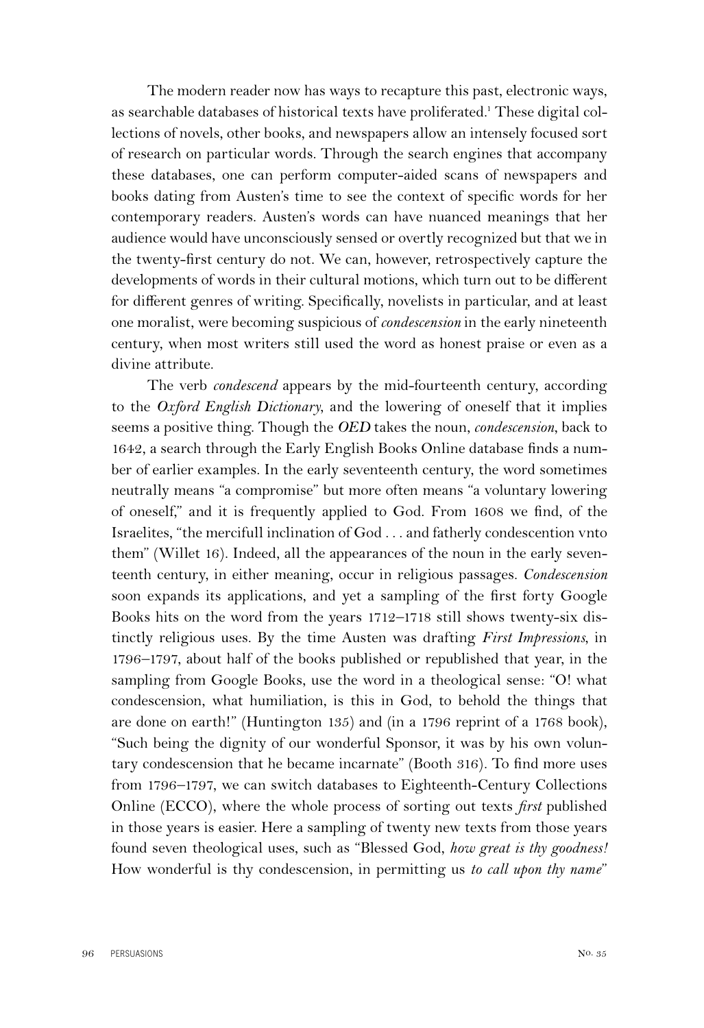The modern reader now has ways to recapture this past, electronic ways, as searchable databases of historical texts have proliferated.[1] These digital collections of novels, other books, and newspapers allow an intensely focused sort of research on particular words. Through the search engines that accompany these databases, one can perform computer-aided scans of newspapers and books dating from Austen's time to see the context of specific words for her contemporary readers. Austen's words can have nuanced meanings that her audience would have unconsciously sensed or overtly recognized but that we in the twenty-first century do not. We can, however, retrospectively capture the developments of words in their cultural motions, which turn out to be different for different genres of writing. Specifically, novelists in particular, and at least one moralist, were becoming suspicious of *condescension* in the early nineteenth century, when most writers still used the word as honest praise or even as a divine attribute.

The verb *condescend* appears by the mid-fourteenth century, according to the *Oxford English Dictionary*, and the lowering of oneself that it implies seems a positive thing. Though the *OED* takes the noun, *condescension*, back to 1642, a search through the Early English Books Online database finds a number of earlier examples. In the early seventeenth century, the word sometimes neutrally means "a compromise" but more often means "a voluntary lowering of oneself," and it is frequently applied to God. From 1608 we find, of the Israelites, "the mercifull inclination of God . . . and fatherly condescention vnto them" (Willet 16). Indeed, all the appearances of the noun in the early seventeenth century, in either meaning, occur in religious passages. *Condescension* soon expands its applications, and yet a sampling of the first forty Google Books hits on the word from the years 1712–1718 still shows twenty-six distinctly religious uses. By the time Austen was drafting *First Impressions*, in 1796–1797, about half of the books published or republished that year, in the sampling from Google Books, use the word in a theological sense: "O! what condescension, what humiliation, is this in God, to behold the things that are done on earth!" (Huntington 135) and (in a 1796 reprint of a 1768 book), "Such being the dignity of our wonderful Sponsor, it was by his own voluntary condescension that he became incarnate" (Booth 316). To find more uses from 1796–1797, we can switch databases to Eighteenth-Century Collections Online (ECCO), where the whole process of sorting out texts *first* published in those years is easier. Here a sampling of twenty new texts from those years found seven theological uses, such as "Blessed God, *how great is thy goodness!* How wonderful is thy condescension, in permitting us *to call upon thy name*"